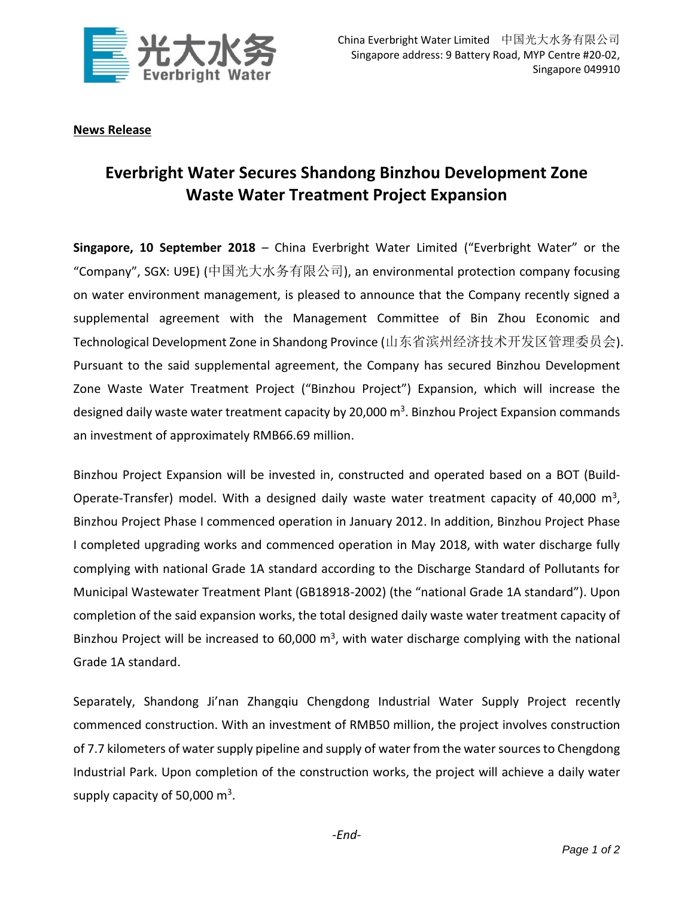China Everbright Water Limited　中国光大水务有限公司
Singapore address: 9 Battery Road, MYP Centre #20-02,
Singapore 049910

**News Release**

# Everbright Water Secures Shandong Binzhou Development Zone Waste Water Treatment Project Expansion

**Singapore, 10 September 2018** – China Everbright Water Limited ("Everbright Water" or the "Company", SGX: U9E) (中国光大水务有限公司), an environmental protection company focusing on water environment management, is pleased to announce that the Company recently signed a supplemental agreement with the Management Committee of Bin Zhou Economic and Technological Development Zone in Shandong Province (山东省滨州经济技术开发区管理委员会). Pursuant to the said supplemental agreement, the Company has secured Binzhou Development Zone Waste Water Treatment Project ("Binzhou Project") Expansion, which will increase the designed daily waste water treatment capacity by 20,000 $m^3$. Binzhou Project Expansion commands an investment of approximately RMB66.69 million.

Binzhou Project Expansion will be invested in, constructed and operated based on a BOT (Build-Operate-Transfer) model. With a designed daily waste water treatment capacity of 40,000 $m^3$, Binzhou Project Phase I commenced operation in January 2012. In addition, Binzhou Project Phase I completed upgrading works and commenced operation in May 2018, with water discharge fully complying with national Grade 1A standard according to the Discharge Standard of Pollutants for Municipal Wastewater Treatment Plant (GB18918-2002) (the "national Grade 1A standard"). Upon completion of the said expansion works, the total designed daily waste water treatment capacity of Binzhou Project will be increased to 60,000 $m^3$, with water discharge complying with the national Grade 1A standard.

Separately, Shandong Ji'nan Zhangqiu Chengdong Industrial Water Supply Project recently commenced construction. With an investment of RMB50 million, the project involves construction of 7.7 kilometers of water supply pipeline and supply of water from the water sources to Chengdong Industrial Park. Upon completion of the construction works, the project will achieve a daily water supply capacity of 50,000 $m^3$.

*-End-*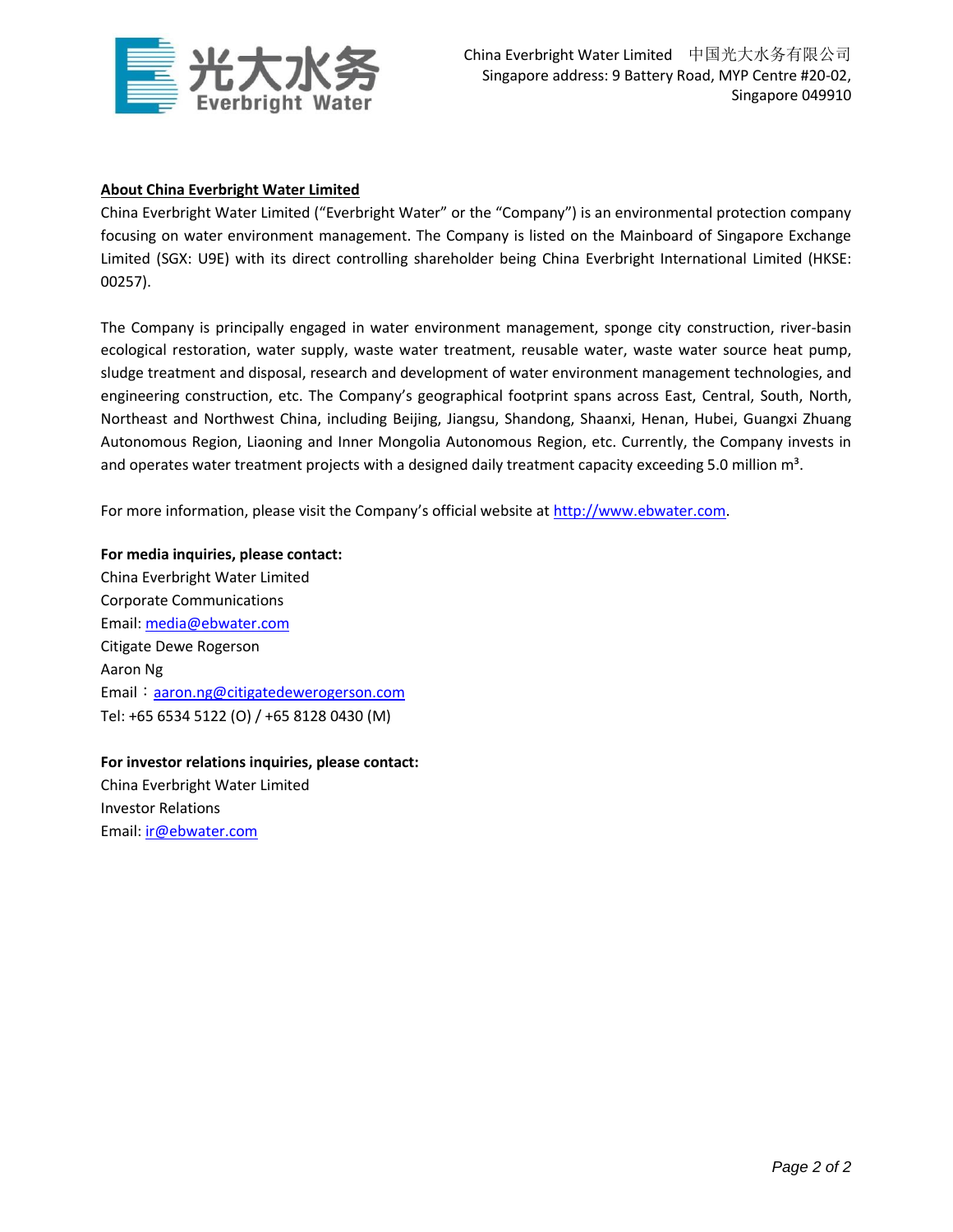China Everbright Water Limited 中国光大水务有限公司
Singapore address: 9 Battery Road, MYP Centre #20-02,
Singapore 049910

**About China Everbright Water Limited**

China Everbright Water Limited ("Everbright Water" or the "Company") is an environmental protection company focusing on water environment management. The Company is listed on the Mainboard of Singapore Exchange Limited (SGX: U9E) with its direct controlling shareholder being China Everbright International Limited (HKSE: 00257).

The Company is principally engaged in water environment management, sponge city construction, river-basin ecological restoration, water supply, waste water treatment, reusable water, waste water source heat pump, sludge treatment and disposal, research and development of water environment management technologies, and engineering construction, etc. The Company's geographical footprint spans across East, Central, South, North, Northeast and Northwest China, including Beijing, Jiangsu, Shandong, Shaanxi, Henan, Hubei, Guangxi Zhuang Autonomous Region, Liaoning and Inner Mongolia Autonomous Region, etc. Currently, the Company invests in and operates water treatment projects with a designed daily treatment capacity exceeding 5.0 million $m^3$.

For more information, please visit the Company's official website at http://www.ebwater.com.

**For media inquiries, please contact:**

China Everbright Water Limited
Corporate Communications
Email: media@ebwater.com
Citigate Dewe Rogerson
Aaron Ng
Email：aaron.ng@citigatedewerogerson.com
Tel: +65 6534 5122 (O) / +65 8128 0430 (M)

**For investor relations inquiries, please contact:**

China Everbright Water Limited
Investor Relations
Email: ir@ebwater.com